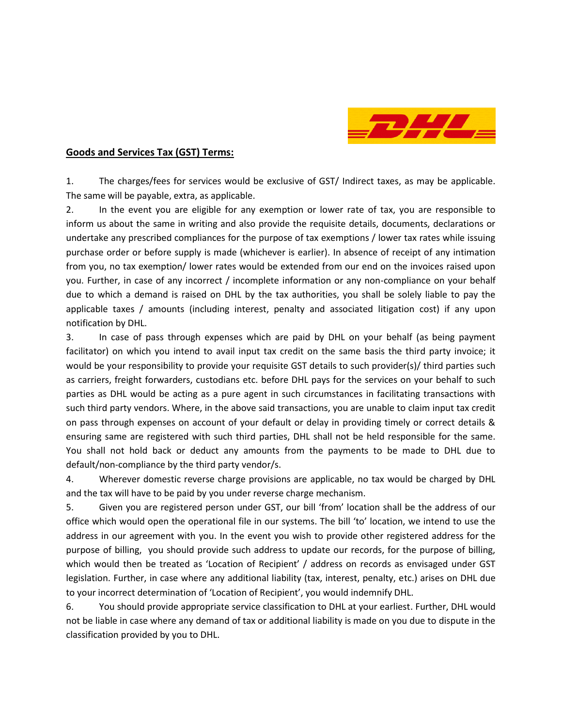## **Goods and Services Tax (GST) Terms:**

1. The charges/fees for services would be exclusive of GST/ Indirect taxes, as may be applicable. The same will be payable, extra, as applicable.
2. In the event you are eligible for any exemption or lower rate of tax, you are responsible to inform us about the same in writing and also provide the requisite details, documents, declarations or undertake any prescribed compliances for the purpose of tax exemptions / lower tax rates while issuing purchase order or before supply is made (whichever is earlier). In absence of receipt of any intimation from you, no tax exemption/ lower rates would be extended from our end on the invoices raised upon you. Further, in case of any incorrect / incomplete information or any non-compliance on your behalf due to which a demand is raised on DHL by the tax authorities, you shall be solely liable to pay the applicable taxes / amounts (including interest, penalty and associated litigation cost) if any upon notification by DHL.
3. In case of pass through expenses which are paid by DHL on your behalf (as being payment facilitator) on which you intend to avail input tax credit on the same basis the third party invoice; it would be your responsibility to provide your requisite GST details to such provider(s)/ third parties such as carriers, freight forwarders, custodians etc. before DHL pays for the services on your behalf to such parties as DHL would be acting as a pure agent in such circumstances in facilitating transactions with such third party vendors. Where, in the above said transactions, you are unable to claim input tax credit on pass through expenses on account of your default or delay in providing timely or correct details & ensuring same are registered with such third parties, DHL shall not be held responsible for the same. You shall not hold back or deduct any amounts from the payments to be made to DHL due to default/non-compliance by the third party vendor/s.
4. Wherever domestic reverse charge provisions are applicable, no tax would be charged by DHL and the tax will have to be paid by you under reverse charge mechanism.
5. Given you are registered person under GST, our bill 'from' location shall be the address of our office which would open the operational file in our systems. The bill 'to' location, we intend to use the address in our agreement with you. In the event you wish to provide other registered address for the purpose of billing, you should provide such address to update our records, for the purpose of billing, which would then be treated as 'Location of Recipient' / address on records as envisaged under GST legislation. Further, in case where any additional liability (tax, interest, penalty, etc.) arises on DHL due to your incorrect determination of 'Location of Recipient', you would indemnify DHL.
6. You should provide appropriate service classification to DHL at your earliest. Further, DHL would not be liable in case where any demand of tax or additional liability is made on you due to dispute in the classification provided by you to DHL.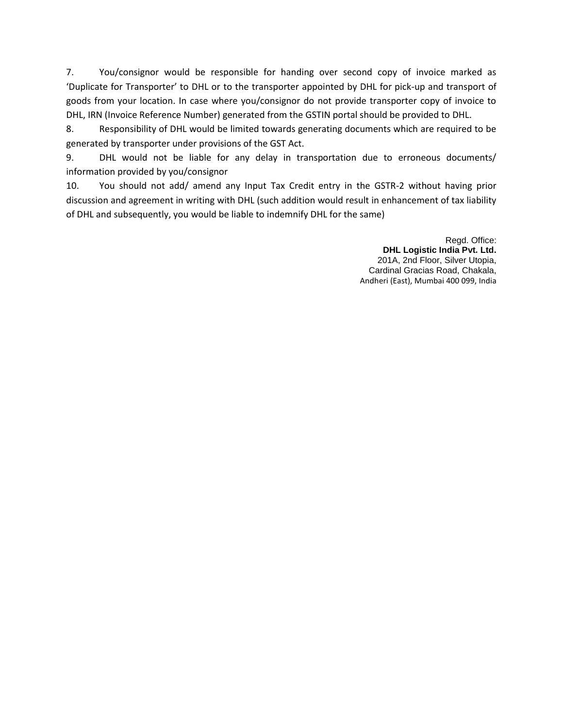7. You/consignor would be responsible for handing over second copy of invoice marked as 'Duplicate for Transporter' to DHL or to the transporter appointed by DHL for pick-up and transport of goods from your location. In case where you/consignor do not provide transporter copy of invoice to DHL, IRN (Invoice Reference Number) generated from the GSTIN portal should be provided to DHL.
8. Responsibility of DHL would be limited towards generating documents which are required to be generated by transporter under provisions of the GST Act.
9. DHL would not be liable for any delay in transportation due to erroneous documents/ information provided by you/consignor
10. You should not add/ amend any Input Tax Credit entry in the GSTR-2 without having prior discussion and agreement in writing with DHL (such addition would result in enhancement of tax liability of DHL and subsequently, you would be liable to indemnify DHL for the same)

Regd. Office:
**DHL Logistic India Pvt. Ltd.**
201A, 2nd Floor, Silver Utopia,
Cardinal Gracias Road, Chakala,
Andheri (East), Mumbai 400 099, India